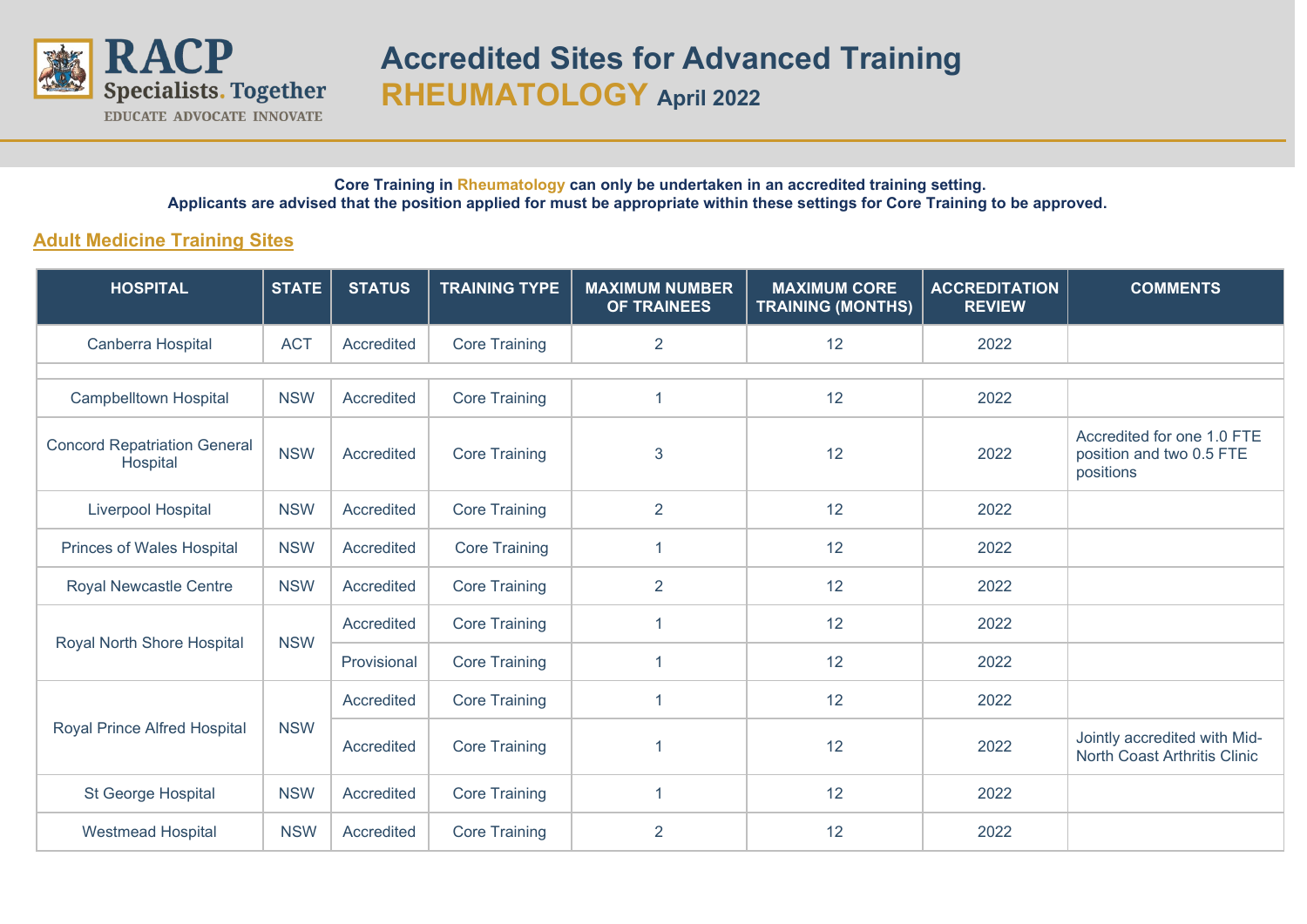# Accredited Sites for Advanced Training

## RHEUMATOLOGY April 2022

**Core Training in Rheumatology can only be undertaken in an accredited training setting.**
**Applicants are advised that the position applied for must be appropriate within these settings for Core Training to be approved.**

### Adult Medicine Training Sites

| HOSPITAL | STATE | STATUS | TRAINING TYPE | MAXIMUM NUMBER OF TRAINEES | MAXIMUM CORE TRAINING (MONTHS) | ACCREDITATION REVIEW | COMMENTS |
|---|---|---|---|---|---|---|---|
| Canberra Hospital | ACT | Accredited | Core Training | 2 | 12 | 2022 | |
| | | | | | | | |
| Campbelltown Hospital | NSW | Accredited | Core Training | 1 | 12 | 2022 | |
| Concord Repatriation General Hospital | NSW | Accredited | Core Training | 3 | 12 | 2022 | Accredited for one 1.0 FTE position and two 0.5 FTE positions |
| Liverpool Hospital | NSW | Accredited | Core Training | 2 | 12 | 2022 | |
| Princes of Wales Hospital | NSW | Accredited | Core Training | 1 | 12 | 2022 | |
| Royal Newcastle Centre | NSW | Accredited | Core Training | 2 | 12 | 2022 | |
| Royal North Shore Hospital | NSW | Accredited | Core Training | 1 | 12 | 2022 | |
| | | Provisional | Core Training | 1 | 12 | 2022 | |
| Royal Prince Alfred Hospital | NSW | Accredited | Core Training | 1 | 12 | 2022 | |
| | | Accredited | Core Training | 1 | 12 | 2022 | Jointly accredited with Mid-North Coast Arthritis Clinic |
| St George Hospital | NSW | Accredited | Core Training | 1 | 12 | 2022 | |
| Westmead Hospital | NSW | Accredited | Core Training | 2 | 12 | 2022 | |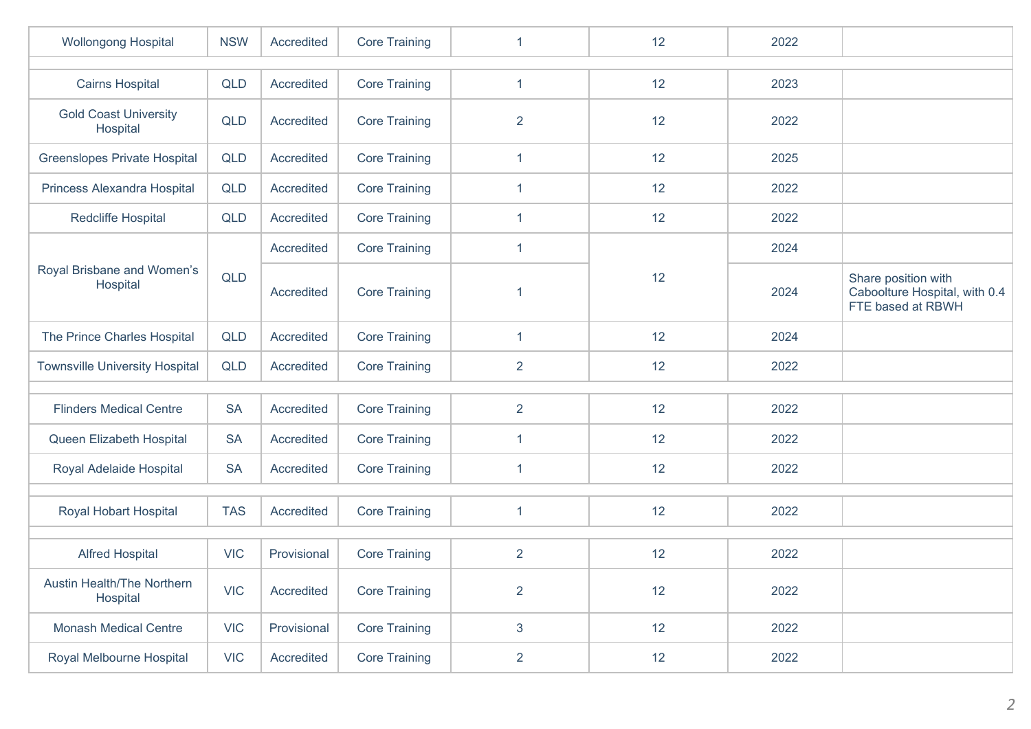| | | | | | | | |
|---|---|---|---|---|---|---|---|
| Wollongong Hospital | NSW | Accredited | Core Training | 1 | 12 | 2022 | |
| | | | | | | | |
| Cairns Hospital | QLD | Accredited | Core Training | 1 | 12 | 2023 | |
| Gold Coast University Hospital | QLD | Accredited | Core Training | 2 | 12 | 2022 | |
| Greenslopes Private Hospital | QLD | Accredited | Core Training | 1 | 12 | 2025 | |
| Princess Alexandra Hospital | QLD | Accredited | Core Training | 1 | 12 | 2022 | |
| Redcliffe Hospital | QLD | Accredited | Core Training | 1 | 12 | 2022 | |
| Royal Brisbane and Women's Hospital | QLD | Accredited | Core Training | 1 | 12 | 2024 | |
| | | Accredited | Core Training | 1 | | 2024 | Share position with Caboolture Hospital, with 0.4 FTE based at RBWH |
| The Prince Charles Hospital | QLD | Accredited | Core Training | 1 | 12 | 2024 | |
| Townsville University Hospital | QLD | Accredited | Core Training | 2 | 12 | 2022 | |
| | | | | | | | |
| Flinders Medical Centre | SA | Accredited | Core Training | 2 | 12 | 2022 | |
| Queen Elizabeth Hospital | SA | Accredited | Core Training | 1 | 12 | 2022 | |
| Royal Adelaide Hospital | SA | Accredited | Core Training | 1 | 12 | 2022 | |
| | | | | | | | |
| Royal Hobart Hospital | TAS | Accredited | Core Training | 1 | 12 | 2022 | |
| | | | | | | | |
| Alfred Hospital | VIC | Provisional | Core Training | 2 | 12 | 2022 | |
| Austin Health/The Northern Hospital | VIC | Accredited | Core Training | 2 | 12 | 2022 | |
| Monash Medical Centre | VIC | Provisional | Core Training | 3 | 12 | 2022 | |
| Royal Melbourne Hospital | VIC | Accredited | Core Training | 2 | 12 | 2022 | |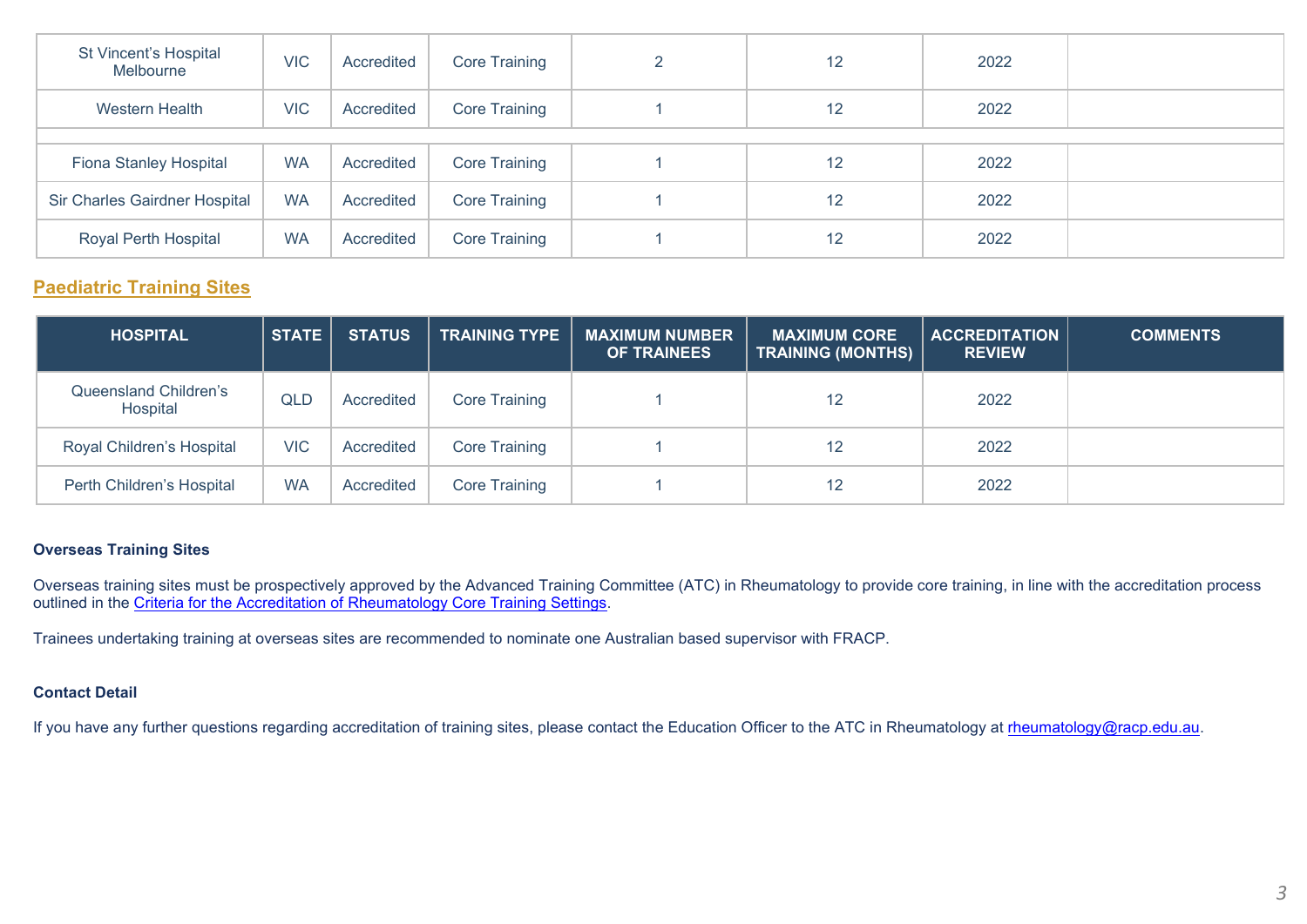| | | | | | | | |
|---|---|---|---|---|---|---|---|
| St Vincent's Hospital Melbourne | VIC | Accredited | Core Training | 2 | 12 | 2022 | |
| Western Health | VIC | Accredited | Core Training | 1 | 12 | 2022 | |
| | | | | | | | |
| Fiona Stanley Hospital | WA | Accredited | Core Training | 1 | 12 | 2022 | |
| Sir Charles Gairdner Hospital | WA | Accredited | Core Training | 1 | 12 | 2022 | |
| Royal Perth Hospital | WA | Accredited | Core Training | 1 | 12 | 2022 | |

## Paediatric Training Sites

| HOSPITAL | STATE | STATUS | TRAINING TYPE | MAXIMUM NUMBER OF TRAINEES | MAXIMUM CORE TRAINING (MONTHS) | ACCREDITATION REVIEW | COMMENTS |
|---|---|---|---|---|---|---|---|
| Queensland Children's Hospital | QLD | Accredited | Core Training | 1 | 12 | 2022 | |
| Royal Children's Hospital | VIC | Accredited | Core Training | 1 | 12 | 2022 | |
| Perth Children's Hospital | WA | Accredited | Core Training | 1 | 12 | 2022 | |

**Overseas Training Sites**

Overseas training sites must be prospectively approved by the Advanced Training Committee (ATC) in Rheumatology to provide core training, in line with the accreditation process outlined in the Criteria for the Accreditation of Rheumatology Core Training Settings.

Trainees undertaking training at overseas sites are recommended to nominate one Australian based supervisor with FRACP.

**Contact Detail**

If you have any further questions regarding accreditation of training sites, please contact the Education Officer to the ATC in Rheumatology at rheumatology@racp.edu.au.